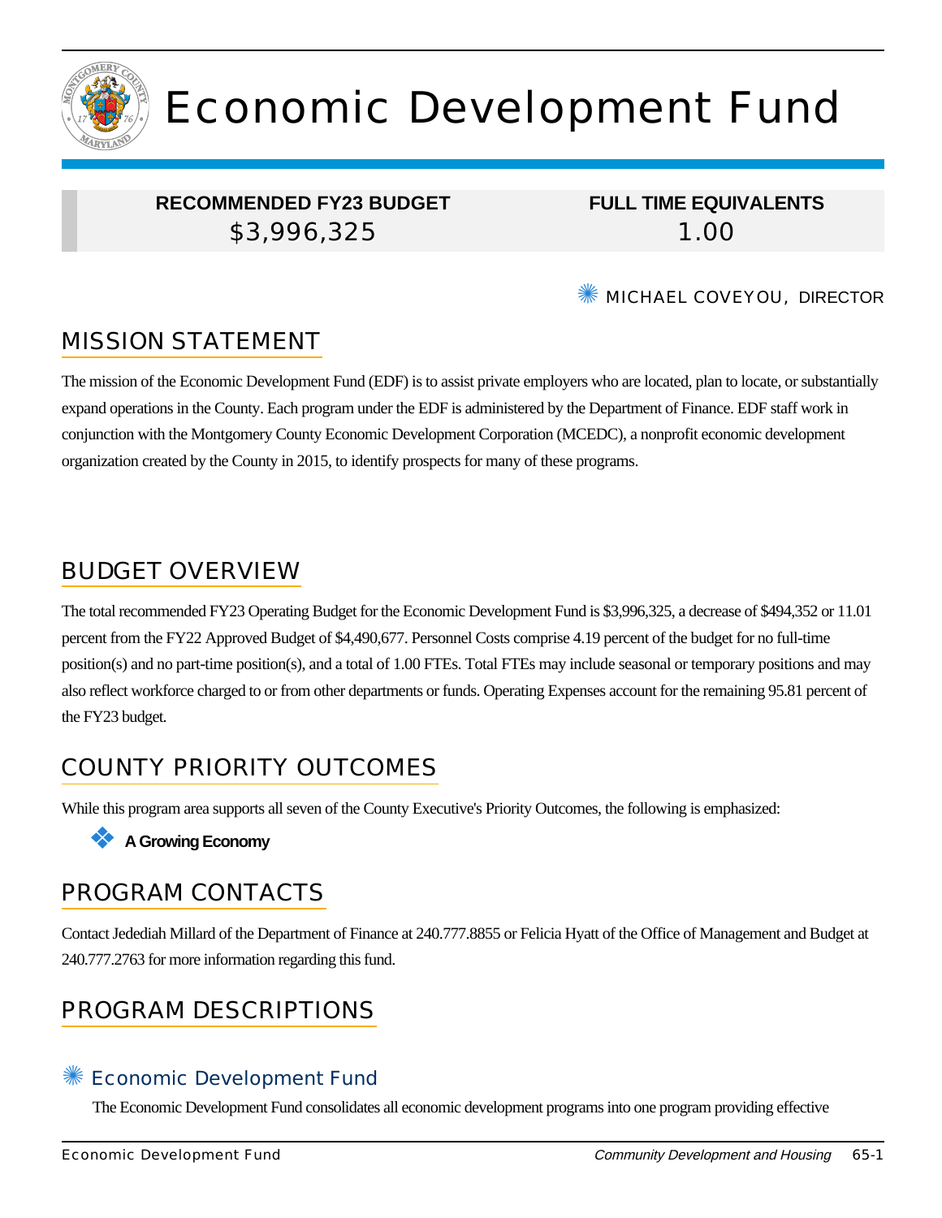# Economic Development Fund

| RECOMMENDED FY23 BUDGET | FULL TIME EQUIVALENTS |
|---|---|
| $3,996,325 | 1.00 |

MICHAEL COVEYOU, DIRECTOR

## MISSION STATEMENT

The mission of the Economic Development Fund (EDF) is to assist private employers who are located, plan to locate, or substantially expand operations in the County. Each program under the EDF is administered by the Department of Finance. EDF staff work in conjunction with the Montgomery County Economic Development Corporation (MCEDC), a nonprofit economic development organization created by the County in 2015, to identify prospects for many of these programs.

## BUDGET OVERVIEW

The total recommended FY23 Operating Budget for the Economic Development Fund is $3,996,325, a decrease of $494,352 or 11.01 percent from the FY22 Approved Budget of $4,490,677. Personnel Costs comprise 4.19 percent of the budget for no full-time position(s) and no part-time position(s), and a total of 1.00 FTEs. Total FTEs may include seasonal or temporary positions and may also reflect workforce charged to or from other departments or funds. Operating Expenses account for the remaining 95.81 percent of the FY23 budget.

## COUNTY PRIORITY OUTCOMES

While this program area supports all seven of the County Executive's Priority Outcomes, the following is emphasized:

- **A Growing Economy**

## PROGRAM CONTACTS

Contact Jedediah Millard of the Department of Finance at 240.777.8855 or Felicia Hyatt of the Office of Management and Budget at 240.777.2763 for more information regarding this fund.

## PROGRAM DESCRIPTIONS

### Economic Development Fund

The Economic Development Fund consolidates all economic development programs into one program providing effective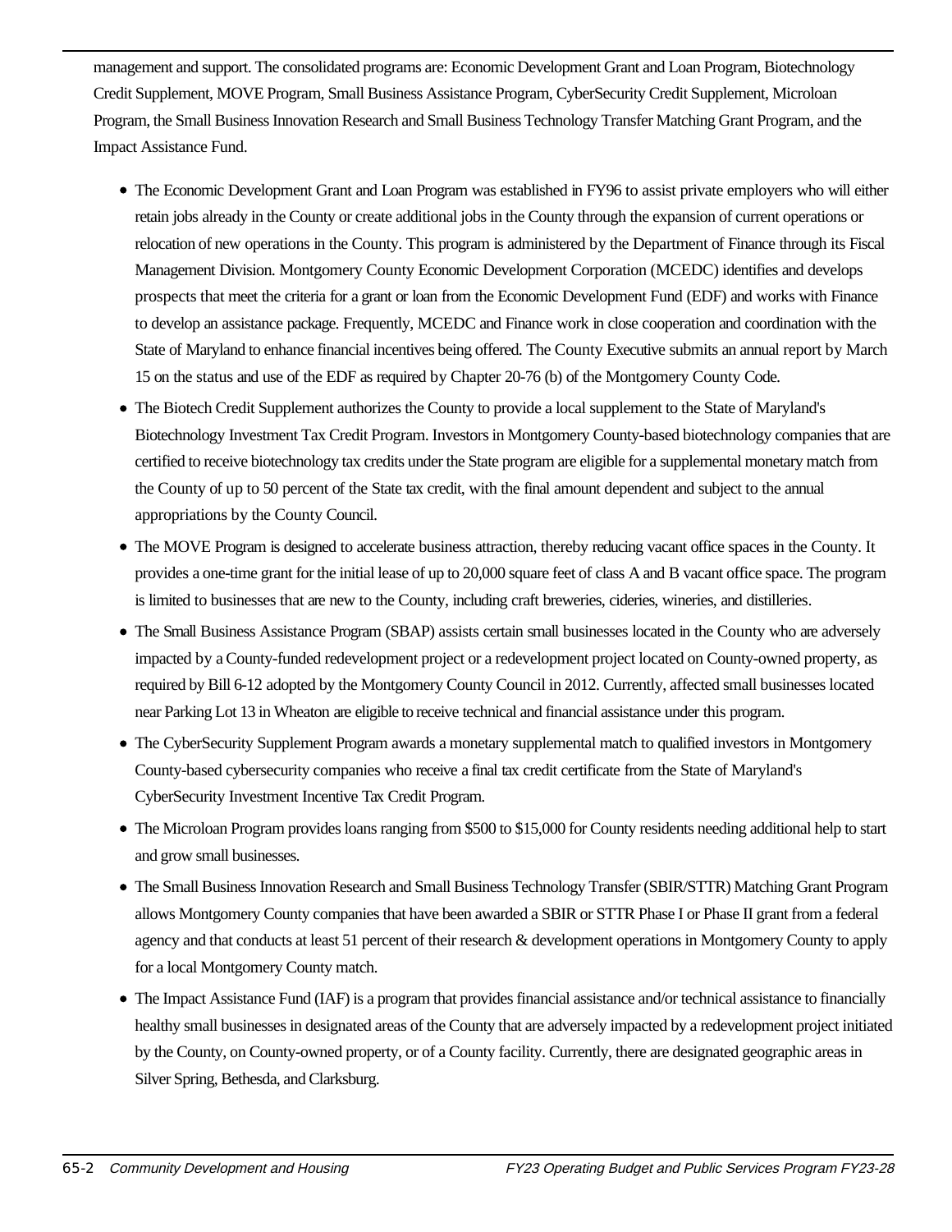management and support. The consolidated programs are: Economic Development Grant and Loan Program, Biotechnology Credit Supplement, MOVE Program, Small Business Assistance Program, CyberSecurity Credit Supplement, Microloan Program, the Small Business Innovation Research and Small Business Technology Transfer Matching Grant Program, and the Impact Assistance Fund.

- The Economic Development Grant and Loan Program was established in FY96 to assist private employers who will either retain jobs already in the County or create additional jobs in the County through the expansion of current operations or relocation of new operations in the County. This program is administered by the Department of Finance through its Fiscal Management Division. Montgomery County Economic Development Corporation (MCEDC) identifies and develops prospects that meet the criteria for a grant or loan from the Economic Development Fund (EDF) and works with Finance to develop an assistance package. Frequently, MCEDC and Finance work in close cooperation and coordination with the State of Maryland to enhance financial incentives being offered. The County Executive submits an annual report by March 15 on the status and use of the EDF as required by Chapter 20-76 (b) of the Montgomery County Code.
- The Biotech Credit Supplement authorizes the County to provide a local supplement to the State of Maryland's Biotechnology Investment Tax Credit Program. Investors in Montgomery County-based biotechnology companies that are certified to receive biotechnology tax credits under the State program are eligible for a supplemental monetary match from the County of up to 50 percent of the State tax credit, with the final amount dependent and subject to the annual appropriations by the County Council.
- The MOVE Program is designed to accelerate business attraction, thereby reducing vacant office spaces in the County. It provides a one-time grant for the initial lease of up to 20,000 square feet of class A and B vacant office space. The program is limited to businesses that are new to the County, including craft breweries, cideries, wineries, and distilleries.
- The Small Business Assistance Program (SBAP) assists certain small businesses located in the County who are adversely impacted by a County-funded redevelopment project or a redevelopment project located on County-owned property, as required by Bill 6-12 adopted by the Montgomery County Council in 2012. Currently, affected small businesses located near Parking Lot 13 in Wheaton are eligible to receive technical and financial assistance under this program.
- The CyberSecurity Supplement Program awards a monetary supplemental match to qualified investors in Montgomery County-based cybersecurity companies who receive a final tax credit certificate from the State of Maryland's CyberSecurity Investment Incentive Tax Credit Program.
- The Microloan Program provides loans ranging from $500 to $15,000 for County residents needing additional help to start and grow small businesses.
- The Small Business Innovation Research and Small Business Technology Transfer (SBIR/STTR) Matching Grant Program allows Montgomery County companies that have been awarded a SBIR or STTR Phase I or Phase II grant from a federal agency and that conducts at least 51 percent of their research & development operations in Montgomery County to apply for a local Montgomery County match.
- The Impact Assistance Fund (IAF) is a program that provides financial assistance and/or technical assistance to financially healthy small businesses in designated areas of the County that are adversely impacted by a redevelopment project initiated by the County, on County-owned property, or of a County facility. Currently, there are designated geographic areas in Silver Spring, Bethesda, and Clarksburg.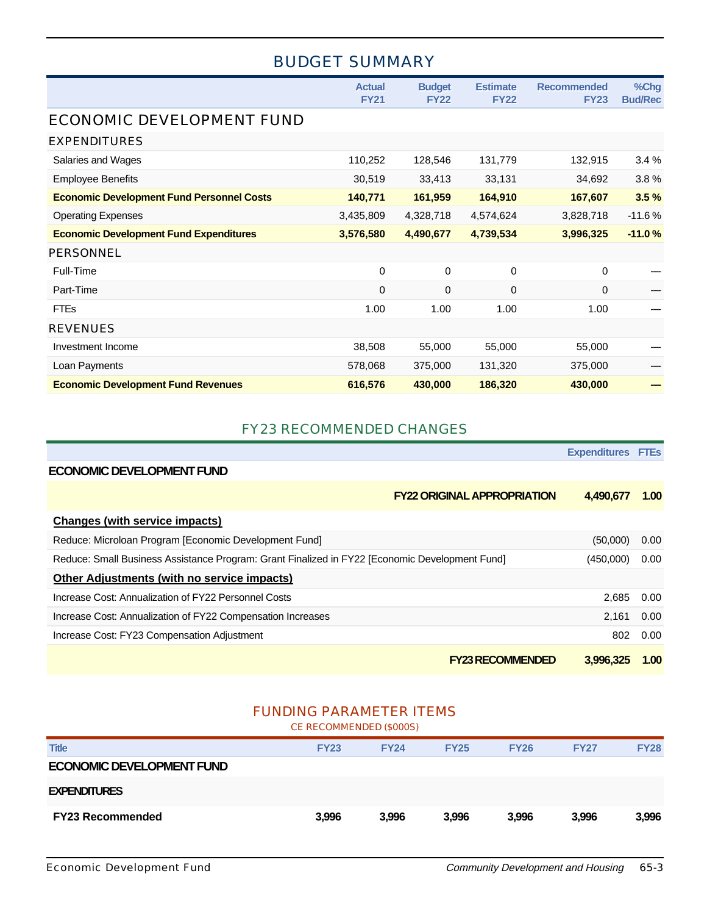## BUDGET SUMMARY

| | Actual FY21 | Budget FY22 | Estimate FY22 | Recommended FY23 | %Chg Bud/Rec |
|---|---|---|---|---|---|
| **ECONOMIC DEVELOPMENT FUND** | | | | | |
| **EXPENDITURES** | | | | | |
| Salaries and Wages | 110,252 | 128,546 | 131,779 | 132,915 | 3.4 % |
| Employee Benefits | 30,519 | 33,413 | 33,131 | 34,692 | 3.8 % |
| **Economic Development Fund Personnel Costs** | **140,771** | **161,959** | **164,910** | **167,607** | **3.5 %** |
| Operating Expenses | 3,435,809 | 4,328,718 | 4,574,624 | 3,828,718 | -11.6 % |
| **Economic Development Fund Expenditures** | **3,576,580** | **4,490,677** | **4,739,534** | **3,996,325** | **-11.0 %** |
| **PERSONNEL** | | | | | |
| Full-Time | 0 | 0 | 0 | 0 | — |
| Part-Time | 0 | 0 | 0 | 0 | — |
| FTEs | 1.00 | 1.00 | 1.00 | 1.00 | — |
| **REVENUES** | | | | | |
| Investment Income | 38,508 | 55,000 | 55,000 | 55,000 | — |
| Loan Payments | 578,068 | 375,000 | 131,320 | 375,000 | — |
| **Economic Development Fund Revenues** | **616,576** | **430,000** | **186,320** | **430,000** | **—** |

## FY23 RECOMMENDED CHANGES

| | Expenditures | FTEs |
|---|---|---|
| **ECONOMIC DEVELOPMENT FUND** | | |
| **FY22 ORIGINAL APPROPRIATION** | **4,490,677** | **1.00** |
| **Changes (with service impacts)** | | |
| Reduce: Microloan Program [Economic Development Fund] | (50,000) | 0.00 |
| Reduce: Small Business Assistance Program: Grant Finalized in FY22 [Economic Development Fund] | (450,000) | 0.00 |
| **Other Adjustments (with no service impacts)** | | |
| Increase Cost: Annualization of FY22 Personnel Costs | 2,685 | 0.00 |
| Increase Cost: Annualization of FY22 Compensation Increases | 2,161 | 0.00 |
| Increase Cost: FY23 Compensation Adjustment | 802 | 0.00 |
| **FY23 RECOMMENDED** | **3,996,325** | **1.00** |

## FUNDING PARAMETER ITEMS

CE RECOMMENDED ($000S)

| Title | FY23 | FY24 | FY25 | FY26 | FY27 | FY28 |
|---|---|---|---|---|---|---|
| **ECONOMIC DEVELOPMENT FUND** | | | | | | |
| **EXPENDITURES** | | | | | | |
| **FY23 Recommended** | **3,996** | **3,996** | **3,996** | **3,996** | **3,996** | **3,996** |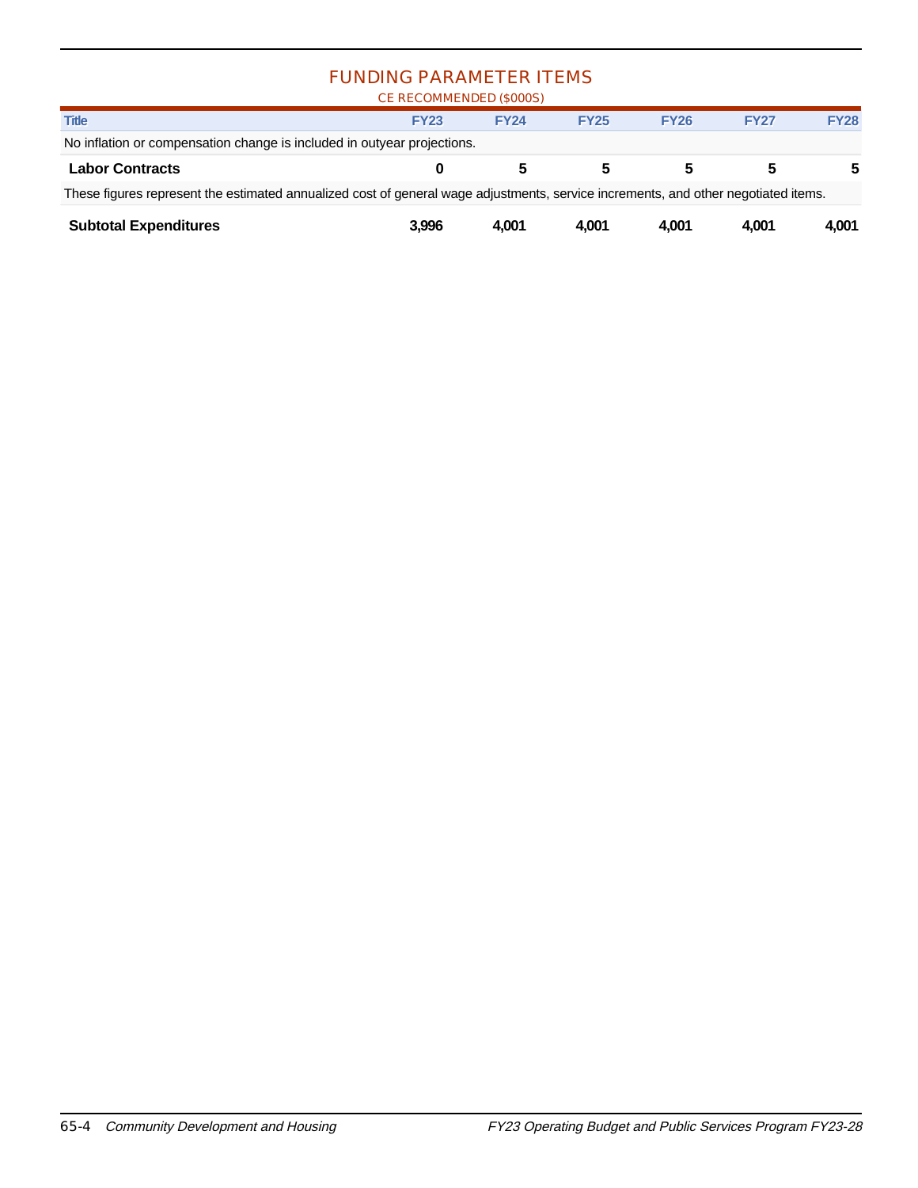## FUNDING PARAMETER ITEMS

CE RECOMMENDED ($000S)

| Title | FY23 | FY24 | FY25 | FY26 | FY27 | FY28 |
|---|---|---|---|---|---|---|
| No inflation or compensation change is included in outyear projections. | | | | | | |
| **Labor Contracts** | **0** | **5** | **5** | **5** | **5** | **5** |
| These figures represent the estimated annualized cost of general wage adjustments, service increments, and other negotiated items. | | | | | | |
| **Subtotal Expenditures** | **3,996** | **4,001** | **4,001** | **4,001** | **4,001** | **4,001** |